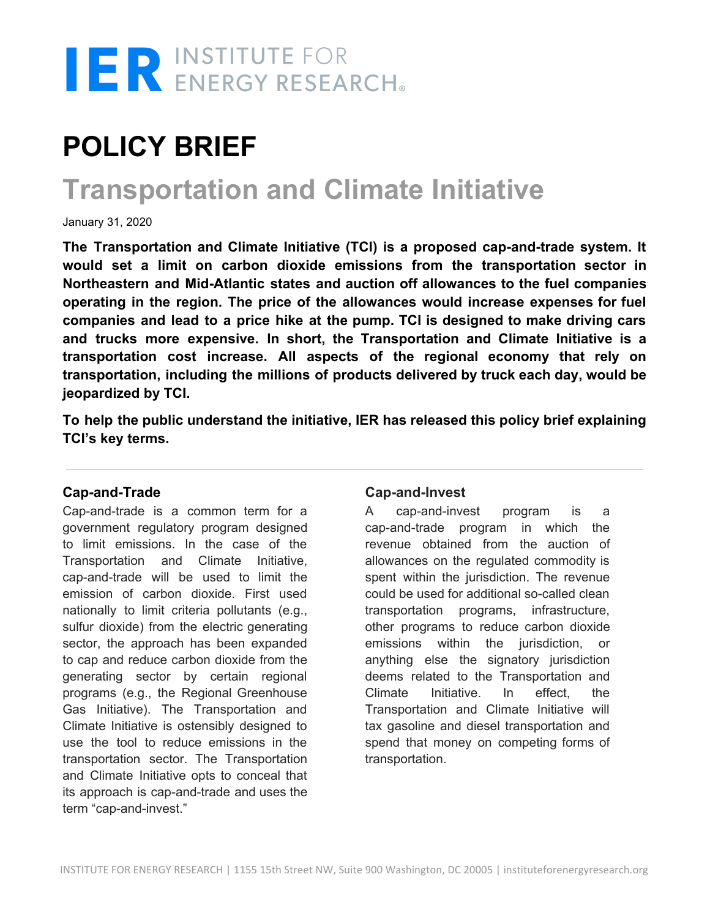IER INSTITUTE FOR ENERGY RESEARCH

# POLICY BRIEF

## Transportation and Climate Initiative

January 31, 2020

**The Transportation and Climate Initiative (TCI) is a proposed cap-and-trade system. It would set a limit on carbon dioxide emissions from the transportation sector in Northeastern and Mid-Atlantic states and auction off allowances to the fuel companies operating in the region. The price of the allowances would increase expenses for fuel companies and lead to a price hike at the pump. TCI is designed to make driving cars and trucks more expensive. In short, the Transportation and Climate Initiative is a transportation cost increase. All aspects of the regional economy that rely on transportation, including the millions of products delivered by truck each day, would be jeopardized by TCI.**

**To help the public understand the initiative, IER has released this policy brief explaining TCI's key terms.**

---

### Cap-and-Trade

Cap-and-trade is a common term for a government regulatory program designed to limit emissions. In the case of the Transportation and Climate Initiative, cap-and-trade will be used to limit the emission of carbon dioxide. First used nationally to limit criteria pollutants (e.g., sulfur dioxide) from the electric generating sector, the approach has been expanded to cap and reduce carbon dioxide from the generating sector by certain regional programs (e.g., the Regional Greenhouse Gas Initiative). The Transportation and Climate Initiative is ostensibly designed to use the tool to reduce emissions in the transportation sector. The Transportation and Climate Initiative opts to conceal that its approach is cap-and-trade and uses the term "cap-and-invest."

### Cap-and-Invest

A cap-and-invest program is a cap-and-trade program in which the revenue obtained from the auction of allowances on the regulated commodity is spent within the jurisdiction. The revenue could be used for additional so-called clean transportation programs, infrastructure, other programs to reduce carbon dioxide emissions within the jurisdiction, or anything else the signatory jurisdiction deems related to the Transportation and Climate Initiative. In effect, the Transportation and Climate Initiative will tax gasoline and diesel transportation and spend that money on competing forms of transportation.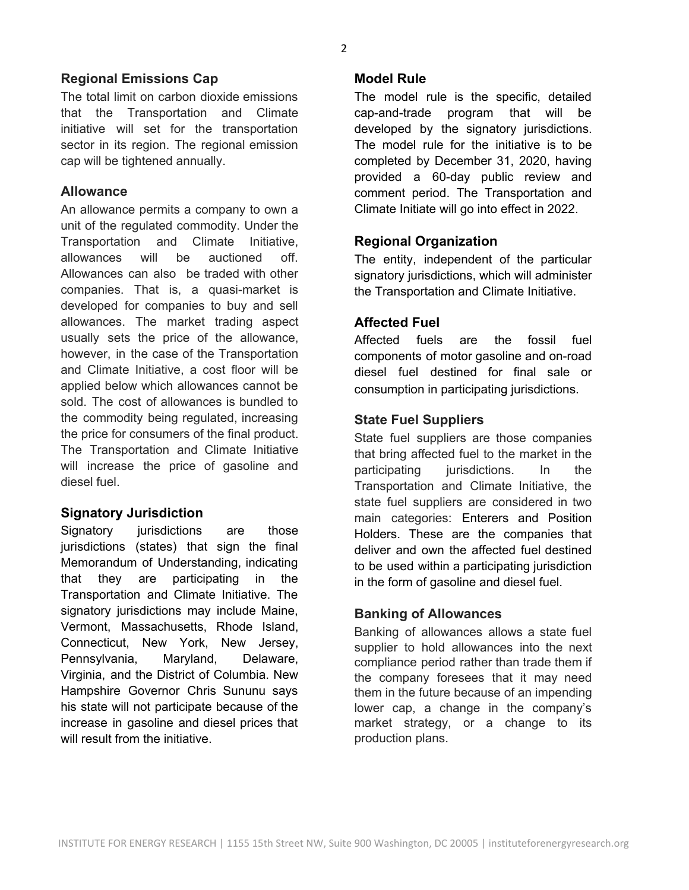## Regional Emissions Cap

The total limit on carbon dioxide emissions that the Transportation and Climate initiative will set for the transportation sector in its region. The regional emission cap will be tightened annually.

## Allowance

An allowance permits a company to own a unit of the regulated commodity. Under the Transportation and Climate Initiative, allowances will be auctioned off. Allowances can also be traded with other companies. That is, a quasi-market is developed for companies to buy and sell allowances. The market trading aspect usually sets the price of the allowance, however, in the case of the Transportation and Climate Initiative, a cost floor will be applied below which allowances cannot be sold. The cost of allowances is bundled to the commodity being regulated, increasing the price for consumers of the final product. The Transportation and Climate Initiative will increase the price of gasoline and diesel fuel.

## Signatory Jurisdiction

Signatory jurisdictions are those jurisdictions (states) that sign the final Memorandum of Understanding, indicating that they are participating in the Transportation and Climate Initiative. The signatory jurisdictions may include Maine, Vermont, Massachusetts, Rhode Island, Connecticut, New York, New Jersey, Pennsylvania, Maryland, Delaware, Virginia, and the District of Columbia. New Hampshire Governor Chris Sununu says his state will not participate because of the increase in gasoline and diesel prices that will result from the initiative.

## Model Rule

The model rule is the specific, detailed cap-and-trade program that will be developed by the signatory jurisdictions. The model rule for the initiative is to be completed by December 31, 2020, having provided a 60-day public review and comment period. The Transportation and Climate Initiate will go into effect in 2022.

## Regional Organization

The entity, independent of the particular signatory jurisdictions, which will administer the Transportation and Climate Initiative.

## Affected Fuel

Affected fuels are the fossil fuel components of motor gasoline and on-road diesel fuel destined for final sale or consumption in participating jurisdictions.

## State Fuel Suppliers

State fuel suppliers are those companies that bring affected fuel to the market in the participating jurisdictions. In the Transportation and Climate Initiative, the state fuel suppliers are considered in two main categories: Enterers and Position Holders. These are the companies that deliver and own the affected fuel destined to be used within a participating jurisdiction in the form of gasoline and diesel fuel.

## Banking of Allowances

Banking of allowances allows a state fuel supplier to hold allowances into the next compliance period rather than trade them if the company foresees that it may need them in the future because of an impending lower cap, a change in the company's market strategy, or a change to its production plans.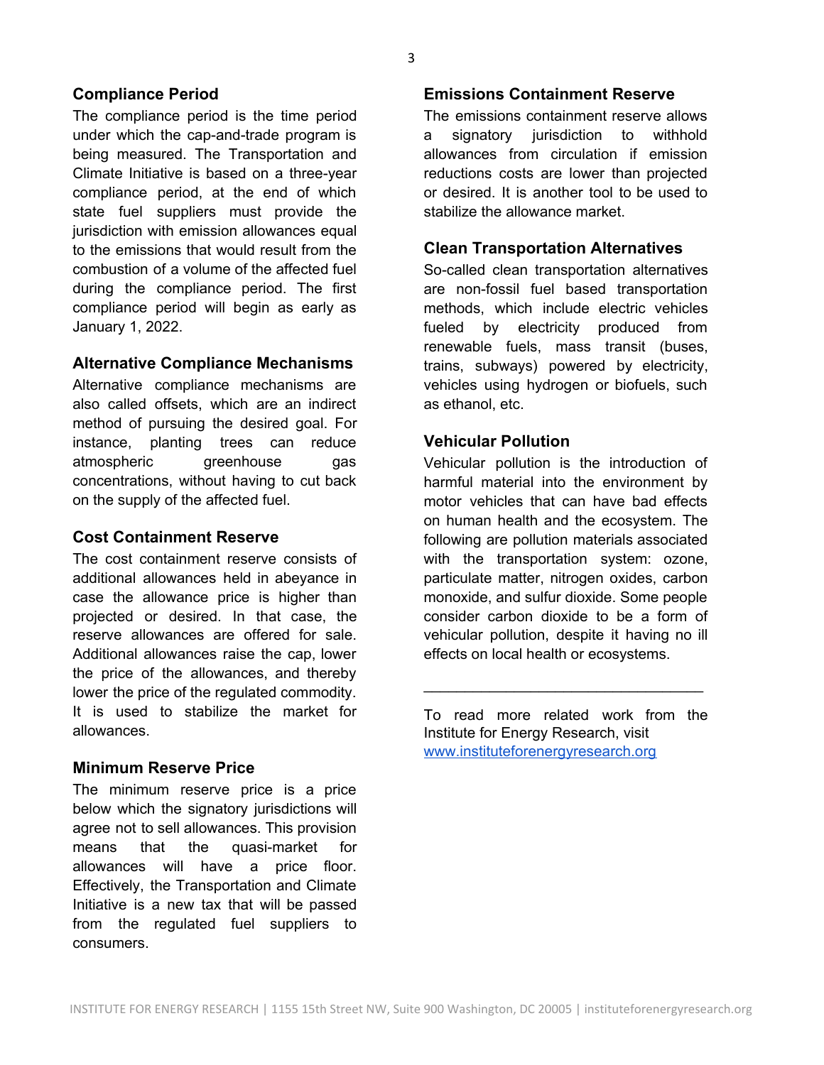### Compliance Period

The compliance period is the time period under which the cap-and-trade program is being measured. The Transportation and Climate Initiative is based on a three-year compliance period, at the end of which state fuel suppliers must provide the jurisdiction with emission allowances equal to the emissions that would result from the combustion of a volume of the affected fuel during the compliance period. The first compliance period will begin as early as January 1, 2022.

### Alternative Compliance Mechanisms

Alternative compliance mechanisms are also called offsets, which are an indirect method of pursuing the desired goal. For instance, planting trees can reduce atmospheric greenhouse gas concentrations, without having to cut back on the supply of the affected fuel.

### Cost Containment Reserve

The cost containment reserve consists of additional allowances held in abeyance in case the allowance price is higher than projected or desired. In that case, the reserve allowances are offered for sale. Additional allowances raise the cap, lower the price of the allowances, and thereby lower the price of the regulated commodity. It is used to stabilize the market for allowances.

### Minimum Reserve Price

The minimum reserve price is a price below which the signatory jurisdictions will agree not to sell allowances. This provision means that the quasi-market for allowances will have a price floor. Effectively, the Transportation and Climate Initiative is a new tax that will be passed from the regulated fuel suppliers to consumers.

### Emissions Containment Reserve

The emissions containment reserve allows a signatory jurisdiction to withhold allowances from circulation if emission reductions costs are lower than projected or desired. It is another tool to be used to stabilize the allowance market.

### Clean Transportation Alternatives

So-called clean transportation alternatives are non-fossil fuel based transportation methods, which include electric vehicles fueled by electricity produced from renewable fuels, mass transit (buses, trains, subways) powered by electricity, vehicles using hydrogen or biofuels, such as ethanol, etc.

### Vehicular Pollution

Vehicular pollution is the introduction of harmful material into the environment by motor vehicles that can have bad effects on human health and the ecosystem. The following are pollution materials associated with the transportation system: ozone, particulate matter, nitrogen oxides, carbon monoxide, and sulfur dioxide. Some people consider carbon dioxide to be a form of vehicular pollution, despite it having no ill effects on local health or ecosystems.

---

To read more related work from the Institute for Energy Research, visit [www.instituteforenergyresearch.org](http://www.instituteforenergyresearch.org)